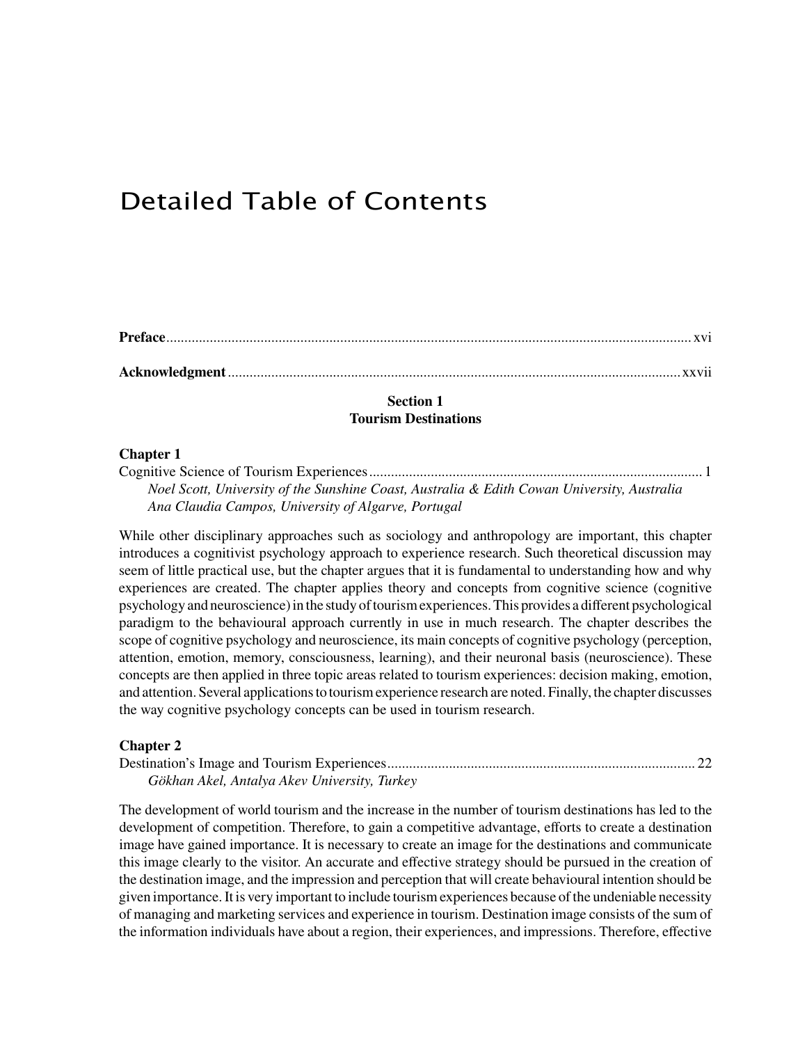# Detailed Table of Contents

**Preface**............................................................................................................................................xvi

**Acknowledgment**..............................................................................................................................xxvii

## Section 1
## Tourism Destinations

### Chapter 1

Cognitive Science of Tourism Experiences........................................................................................... 1

*Noel Scott, University of the Sunshine Coast, Australia & Edith Cowan University, Australia*
*Ana Claudia Campos, University of Algarve, Portugal*

While other disciplinary approaches such as sociology and anthropology are important, this chapter introduces a cognitivist psychology approach to experience research. Such theoretical discussion may seem of little practical use, but the chapter argues that it is fundamental to understanding how and why experiences are created. The chapter applies theory and concepts from cognitive science (cognitive psychology and neuroscience) in the study of tourism experiences. This provides a different psychological paradigm to the behavioural approach currently in use in much research. The chapter describes the scope of cognitive psychology and neuroscience, its main concepts of cognitive psychology (perception, attention, emotion, memory, consciousness, learning), and their neuronal basis (neuroscience). These concepts are then applied in three topic areas related to tourism experiences: decision making, emotion, and attention. Several applications to tourism experience research are noted. Finally, the chapter discusses the way cognitive psychology concepts can be used in tourism research.

### Chapter 2

Destination's Image and Tourism Experiences.................................................................................... 22

*Gökhan Akel, Antalya Akev University, Turkey*

The development of world tourism and the increase in the number of tourism destinations has led to the development of competition. Therefore, to gain a competitive advantage, efforts to create a destination image have gained importance. It is necessary to create an image for the destinations and communicate this image clearly to the visitor. An accurate and effective strategy should be pursued in the creation of the destination image, and the impression and perception that will create behavioural intention should be given importance. It is very important to include tourism experiences because of the undeniable necessity of managing and marketing services and experience in tourism. Destination image consists of the sum of the information individuals have about a region, their experiences, and impressions. Therefore, effective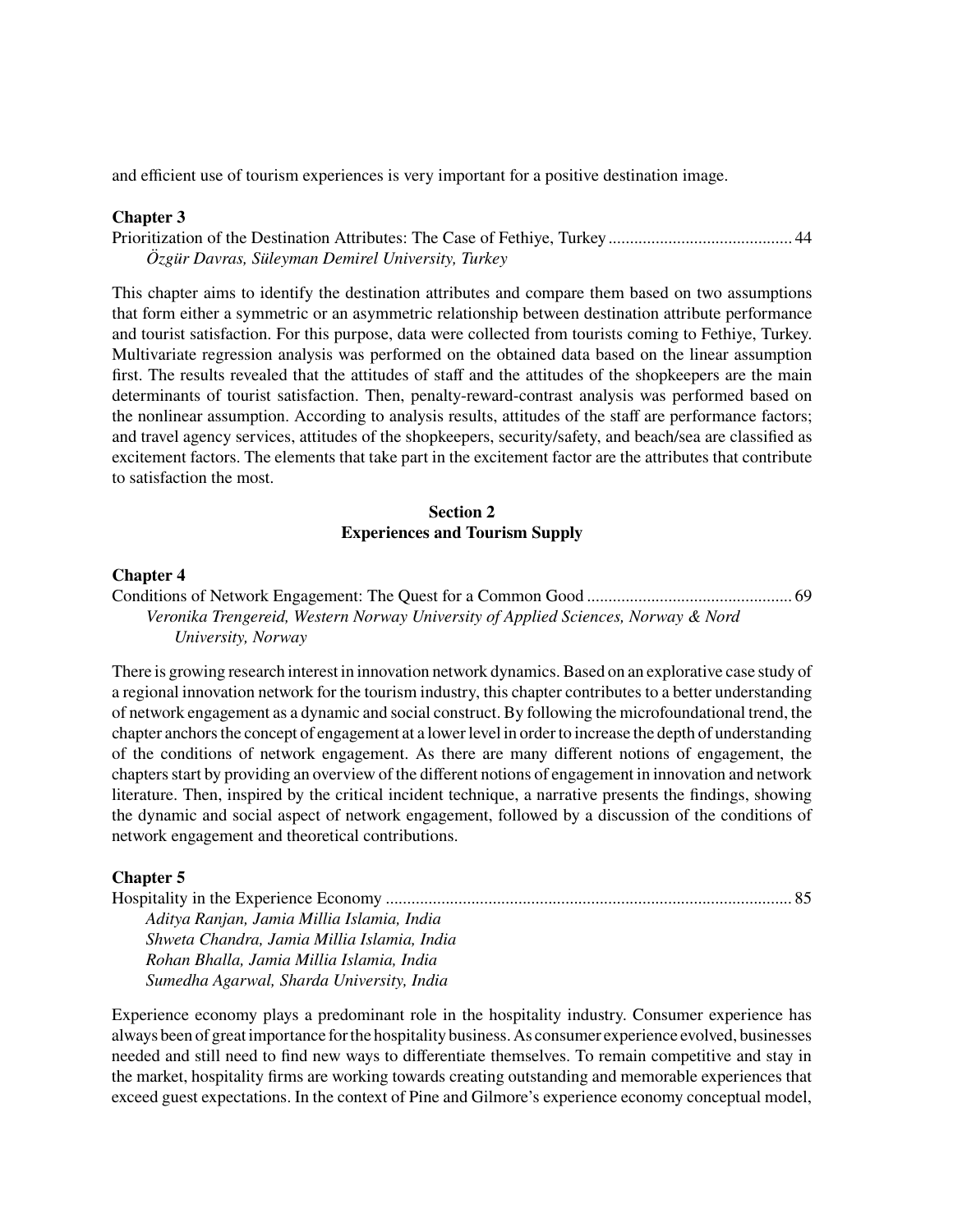and efficient use of tourism experiences is very important for a positive destination image.

**Chapter 3**

Prioritization of the Destination Attributes: The Case of Fethiye, Turkey ........................................... 44
*Özgür Davras, Süleyman Demirel University, Turkey*

This chapter aims to identify the destination attributes and compare them based on two assumptions that form either a symmetric or an asymmetric relationship between destination attribute performance and tourist satisfaction. For this purpose, data were collected from tourists coming to Fethiye, Turkey. Multivariate regression analysis was performed on the obtained data based on the linear assumption first. The results revealed that the attitudes of staff and the attitudes of the shopkeepers are the main determinants of tourist satisfaction. Then, penalty-reward-contrast analysis was performed based on the nonlinear assumption. According to analysis results, attitudes of the staff are performance factors; and travel agency services, attitudes of the shopkeepers, security/safety, and beach/sea are classified as excitement factors. The elements that take part in the excitement factor are the attributes that contribute to satisfaction the most.

## Section 2
## Experiences and Tourism Supply

**Chapter 4**

Conditions of Network Engagement: The Quest for a Common Good ................................................ 69
*Veronika Trengereid, Western Norway University of Applied Sciences, Norway & Nord University, Norway*

There is growing research interest in innovation network dynamics. Based on an explorative case study of a regional innovation network for the tourism industry, this chapter contributes to a better understanding of network engagement as a dynamic and social construct. By following the microfoundational trend, the chapter anchors the concept of engagement at a lower level in order to increase the depth of understanding of the conditions of network engagement. As there are many different notions of engagement, the chapters start by providing an overview of the different notions of engagement in innovation and network literature. Then, inspired by the critical incident technique, a narrative presents the findings, showing the dynamic and social aspect of network engagement, followed by a discussion of the conditions of network engagement and theoretical contributions.

**Chapter 5**

Hospitality in the Experience Economy .............................................................................................. 85
*Aditya Ranjan, Jamia Millia Islamia, India*
*Shweta Chandra, Jamia Millia Islamia, India*
*Rohan Bhalla, Jamia Millia Islamia, India*
*Sumedha Agarwal, Sharda University, India*

Experience economy plays a predominant role in the hospitality industry. Consumer experience has always been of great importance for the hospitality business. As consumer experience evolved, businesses needed and still need to find new ways to differentiate themselves. To remain competitive and stay in the market, hospitality firms are working towards creating outstanding and memorable experiences that exceed guest expectations. In the context of Pine and Gilmore's experience economy conceptual model,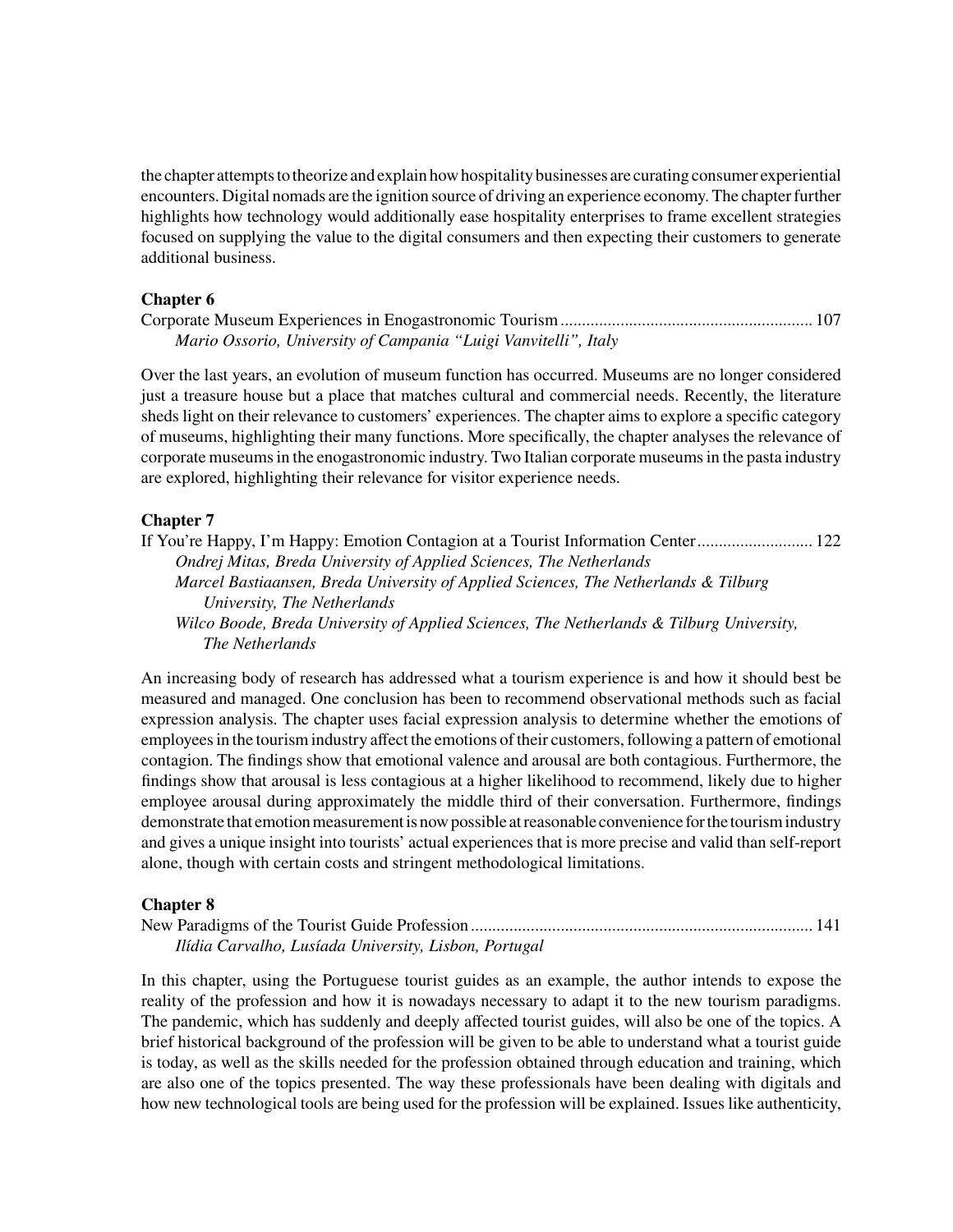the chapter attempts to theorize and explain how hospitality businesses are curating consumer experiential encounters. Digital nomads are the ignition source of driving an experience economy. The chapter further highlights how technology would additionally ease hospitality enterprises to frame excellent strategies focused on supplying the value to the digital consumers and then expecting their customers to generate additional business.

### Chapter 6

Corporate Museum Experiences in Enogastronomic Tourism .......................................................... 107
*Mario Ossorio, University of Campania "Luigi Vanvitelli", Italy*

Over the last years, an evolution of museum function has occurred. Museums are no longer considered just a treasure house but a place that matches cultural and commercial needs. Recently, the literature sheds light on their relevance to customers' experiences. The chapter aims to explore a specific category of museums, highlighting their many functions. More specifically, the chapter analyses the relevance of corporate museums in the enogastronomic industry. Two Italian corporate museums in the pasta industry are explored, highlighting their relevance for visitor experience needs.

### Chapter 7

If You're Happy, I'm Happy: Emotion Contagion at a Tourist Information Center .......................... 122
*Ondrej Mitas, Breda University of Applied Sciences, The Netherlands*
*Marcel Bastiaansen, Breda University of Applied Sciences, The Netherlands & Tilburg University, The Netherlands*
*Wilco Boode, Breda University of Applied Sciences, The Netherlands & Tilburg University, The Netherlands*

An increasing body of research has addressed what a tourism experience is and how it should best be measured and managed. One conclusion has been to recommend observational methods such as facial expression analysis. The chapter uses facial expression analysis to determine whether the emotions of employees in the tourism industry affect the emotions of their customers, following a pattern of emotional contagion. The findings show that emotional valence and arousal are both contagious. Furthermore, the findings show that arousal is less contagious at a higher likelihood to recommend, likely due to higher employee arousal during approximately the middle third of their conversation. Furthermore, findings demonstrate that emotion measurement is now possible at reasonable convenience for the tourism industry and gives a unique insight into tourists' actual experiences that is more precise and valid than self-report alone, though with certain costs and stringent methodological limitations.

### Chapter 8

New Paradigms of the Tourist Guide Profession ............................................................................... 141
*Ilídia Carvalho, Lusíada University, Lisbon, Portugal*

In this chapter, using the Portuguese tourist guides as an example, the author intends to expose the reality of the profession and how it is nowadays necessary to adapt it to the new tourism paradigms. The pandemic, which has suddenly and deeply affected tourist guides, will also be one of the topics. A brief historical background of the profession will be given to be able to understand what a tourist guide is today, as well as the skills needed for the profession obtained through education and training, which are also one of the topics presented. The way these professionals have been dealing with digitals and how new technological tools are being used for the profession will be explained. Issues like authenticity,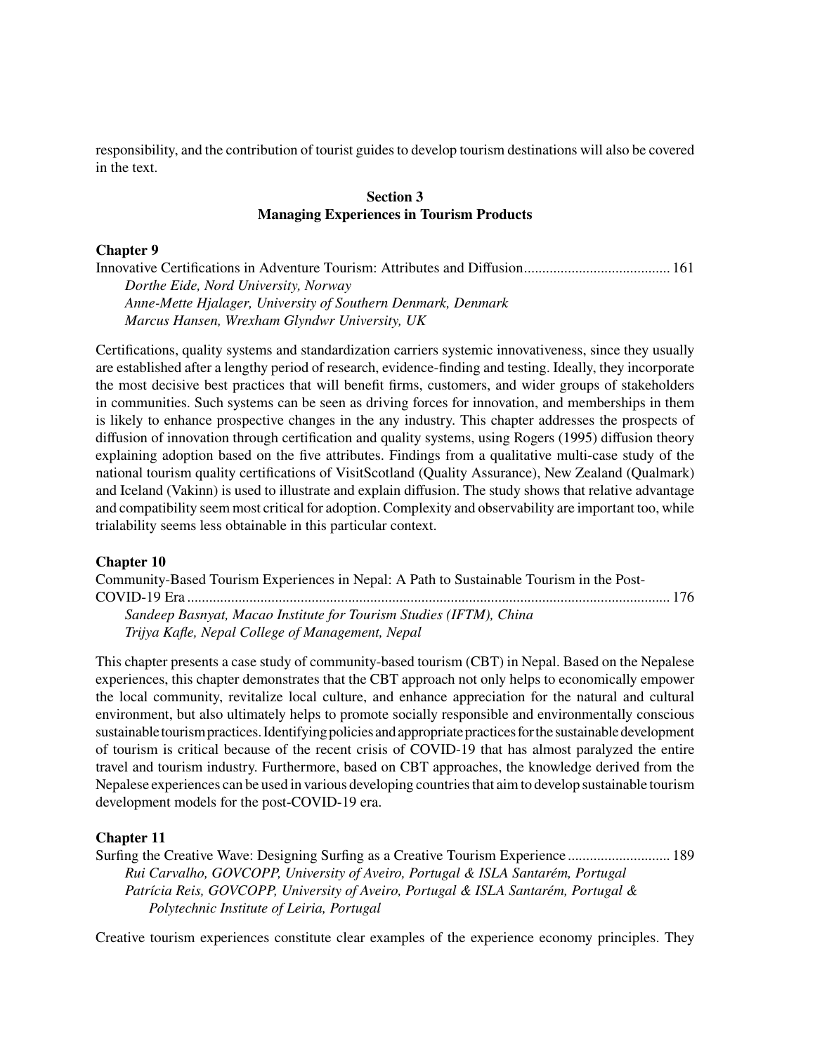responsibility, and the contribution of tourist guides to develop tourism destinations will also be covered in the text.

## Section 3
## Managing Experiences in Tourism Products

**Chapter 9**

Innovative Certifications in Adventure Tourism: Attributes and Diffusion........................................ 161

*Dorthe Eide, Nord University, Norway*
*Anne-Mette Hjalager, University of Southern Denmark, Denmark*
*Marcus Hansen, Wrexham Glyndwr University, UK*

Certifications, quality systems and standardization carriers systemic innovativeness, since they usually are established after a lengthy period of research, evidence-finding and testing. Ideally, they incorporate the most decisive best practices that will benefit firms, customers, and wider groups of stakeholders in communities. Such systems can be seen as driving forces for innovation, and memberships in them is likely to enhance prospective changes in the any industry. This chapter addresses the prospects of diffusion of innovation through certification and quality systems, using Rogers (1995) diffusion theory explaining adoption based on the five attributes. Findings from a qualitative multi-case study of the national tourism quality certifications of VisitScotland (Quality Assurance), New Zealand (Qualmark) and Iceland (Vakinn) is used to illustrate and explain diffusion. The study shows that relative advantage and compatibility seem most critical for adoption. Complexity and observability are important too, while trialability seems less obtainable in this particular context.

**Chapter 10**

Community-Based Tourism Experiences in Nepal: A Path to Sustainable Tourism in the Post-COVID-19 Era .................................................................................................................................. 176

*Sandeep Basnyat, Macao Institute for Tourism Studies (IFTM), China*
*Trijya Kafle, Nepal College of Management, Nepal*

This chapter presents a case study of community-based tourism (CBT) in Nepal. Based on the Nepalese experiences, this chapter demonstrates that the CBT approach not only helps to economically empower the local community, revitalize local culture, and enhance appreciation for the natural and cultural environment, but also ultimately helps to promote socially responsible and environmentally conscious sustainable tourism practices. Identifying policies and appropriate practices for the sustainable development of tourism is critical because of the recent crisis of COVID-19 that has almost paralyzed the entire travel and tourism industry. Furthermore, based on CBT approaches, the knowledge derived from the Nepalese experiences can be used in various developing countries that aim to develop sustainable tourism development models for the post-COVID-19 era.

**Chapter 11**

Surfing the Creative Wave: Designing Surfing as a Creative Tourism Experience ............................ 189

*Rui Carvalho, GOVCOPP, University of Aveiro, Portugal & ISLA Santarém, Portugal*
*Patrícia Reis, GOVCOPP, University of Aveiro, Portugal & ISLA Santarém, Portugal & Polytechnic Institute of Leiria, Portugal*

Creative tourism experiences constitute clear examples of the experience economy principles. They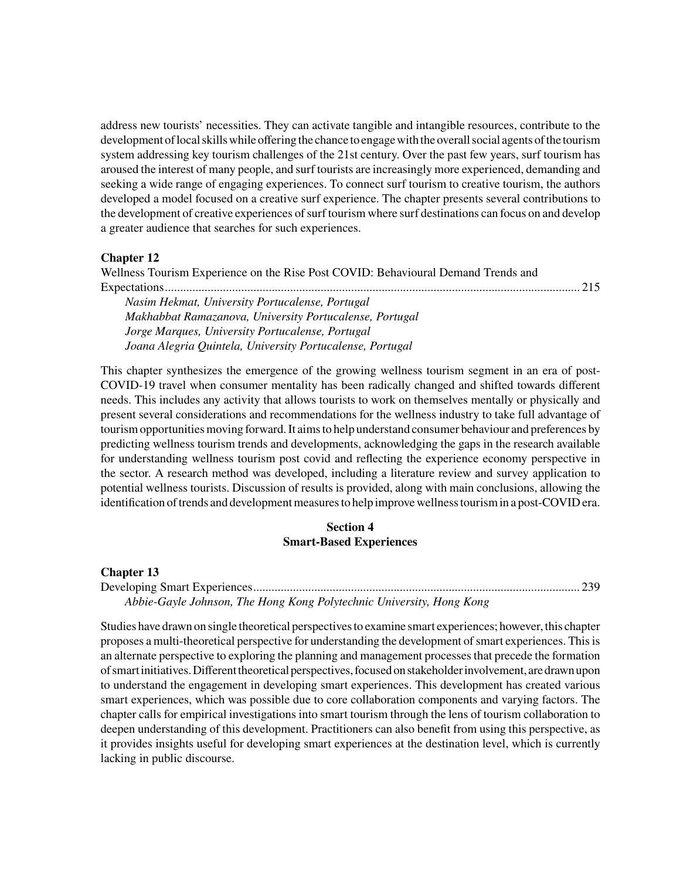address new tourists' necessities. They can activate tangible and intangible resources, contribute to the development of local skills while offering the chance to engage with the overall social agents of the tourism system addressing key tourism challenges of the 21st century. Over the past few years, surf tourism has aroused the interest of many people, and surf tourists are increasingly more experienced, demanding and seeking a wide range of engaging experiences. To connect surf tourism to creative tourism, the authors developed a model focused on a creative surf experience. The chapter presents several contributions to the development of creative experiences of surf tourism where surf destinations can focus on and develop a greater audience that searches for such experiences.

**Chapter 12**

Wellness Tourism Experience on the Rise Post COVID: Behavioural Demand Trends and Expectations ........................................................................................................................ 215

*Nasim Hekmat, University Portucalense, Portugal*
*Makhabbat Ramazanova, University Portucalense, Portugal*
*Jorge Marques, University Portucalense, Portugal*
*Joana Alegria Quintela, University Portucalense, Portugal*

This chapter synthesizes the emergence of the growing wellness tourism segment in an era of post-COVID-19 travel when consumer mentality has been radically changed and shifted towards different needs. This includes any activity that allows tourists to work on themselves mentally or physically and present several considerations and recommendations for the wellness industry to take full advantage of tourism opportunities moving forward. It aims to help understand consumer behaviour and preferences by predicting wellness tourism trends and developments, acknowledging the gaps in the research available for understanding wellness tourism post covid and reflecting the experience economy perspective in the sector. A research method was developed, including a literature review and survey application to potential wellness tourists. Discussion of results is provided, along with main conclusions, allowing the identification of trends and development measures to help improve wellness tourism in a post-COVID era.

## Section 4
## Smart-Based Experiences

**Chapter 13**

Developing Smart Experiences ........................................................................................................ 239

*Abbie-Gayle Johnson, The Hong Kong Polytechnic University, Hong Kong*

Studies have drawn on single theoretical perspectives to examine smart experiences; however, this chapter proposes a multi-theoretical perspective for understanding the development of smart experiences. This is an alternate perspective to exploring the planning and management processes that precede the formation of smart initiatives. Different theoretical perspectives, focused on stakeholder involvement, are drawn upon to understand the engagement in developing smart experiences. This development has created various smart experiences, which was possible due to core collaboration components and varying factors. The chapter calls for empirical investigations into smart tourism through the lens of tourism collaboration to deepen understanding of this development. Practitioners can also benefit from using this perspective, as it provides insights useful for developing smart experiences at the destination level, which is currently lacking in public discourse.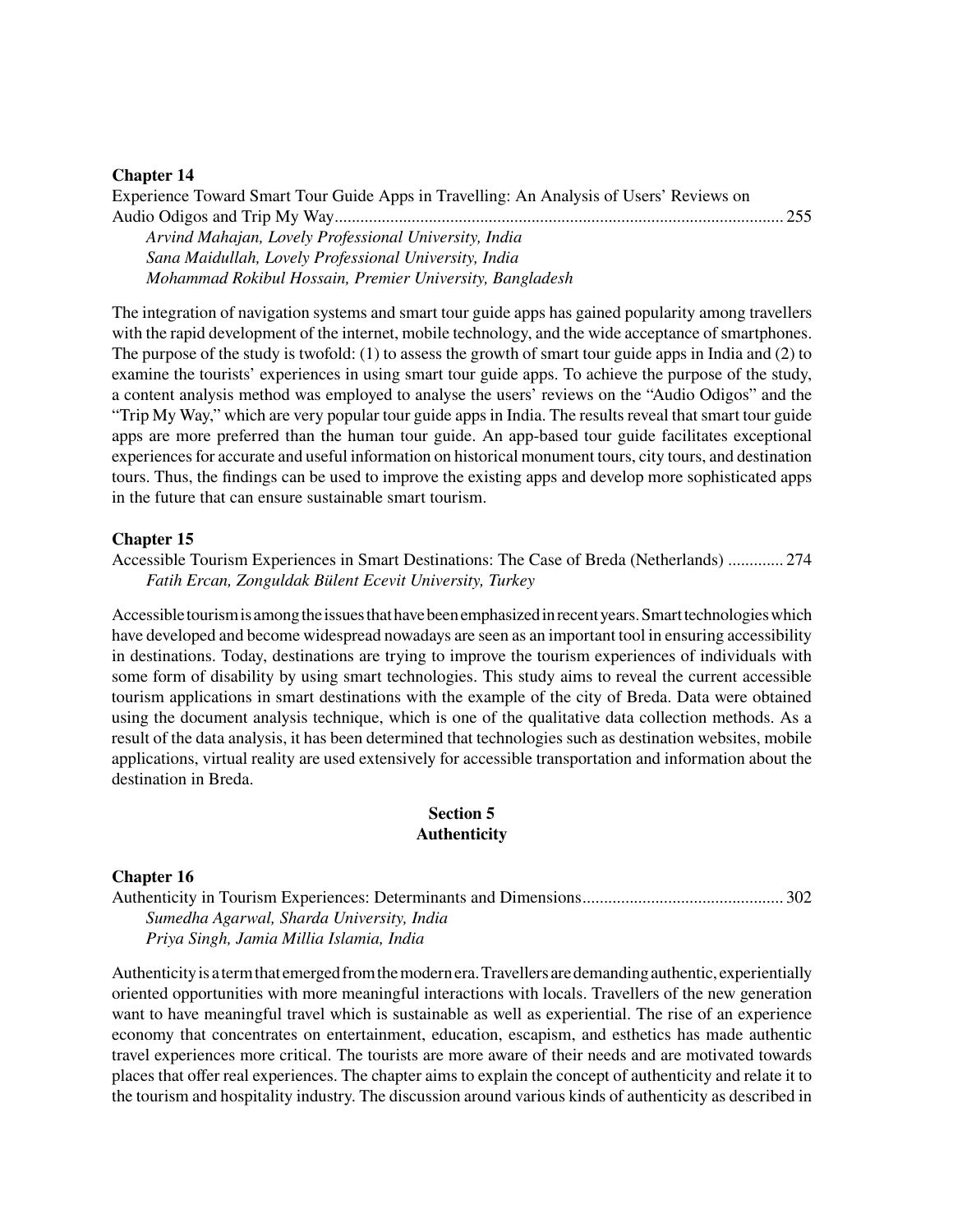**Chapter 14**

Experience Toward Smart Tour Guide Apps in Travelling: An Analysis of Users' Reviews on Audio Odigos and Trip My Way........................................................................................................ 255

*Arvind Mahajan, Lovely Professional University, India*
*Sana Maidullah, Lovely Professional University, India*
*Mohammad Rokibul Hossain, Premier University, Bangladesh*

The integration of navigation systems and smart tour guide apps has gained popularity among travellers with the rapid development of the internet, mobile technology, and the wide acceptance of smartphones. The purpose of the study is twofold: (1) to assess the growth of smart tour guide apps in India and (2) to examine the tourists' experiences in using smart tour guide apps. To achieve the purpose of the study, a content analysis method was employed to analyse the users' reviews on the "Audio Odigos" and the "Trip My Way," which are very popular tour guide apps in India. The results reveal that smart tour guide apps are more preferred than the human tour guide. An app-based tour guide facilitates exceptional experiences for accurate and useful information on historical monument tours, city tours, and destination tours. Thus, the findings can be used to improve the existing apps and develop more sophisticated apps in the future that can ensure sustainable smart tourism.

**Chapter 15**

Accessible Tourism Experiences in Smart Destinations: The Case of Breda (Netherlands) ............. 274

*Fatih Ercan, Zonguldak Bülent Ecevit University, Turkey*

Accessible tourism is among the issues that have been emphasized in recent years. Smart technologies which have developed and become widespread nowadays are seen as an important tool in ensuring accessibility in destinations. Today, destinations are trying to improve the tourism experiences of individuals with some form of disability by using smart technologies. This study aims to reveal the current accessible tourism applications in smart destinations with the example of the city of Breda. Data were obtained using the document analysis technique, which is one of the qualitative data collection methods. As a result of the data analysis, it has been determined that technologies such as destination websites, mobile applications, virtual reality are used extensively for accessible transportation and information about the destination in Breda.

## Section 5
## Authenticity

**Chapter 16**

Authenticity in Tourism Experiences: Determinants and Dimensions.............................................. 302

*Sumedha Agarwal, Sharda University, India*
*Priya Singh, Jamia Millia Islamia, India*

Authenticity is a term that emerged from the modern era. Travellers are demanding authentic, experientially oriented opportunities with more meaningful interactions with locals. Travellers of the new generation want to have meaningful travel which is sustainable as well as experiential. The rise of an experience economy that concentrates on entertainment, education, escapism, and esthetics has made authentic travel experiences more critical. The tourists are more aware of their needs and are motivated towards places that offer real experiences. The chapter aims to explain the concept of authenticity and relate it to the tourism and hospitality industry. The discussion around various kinds of authenticity as described in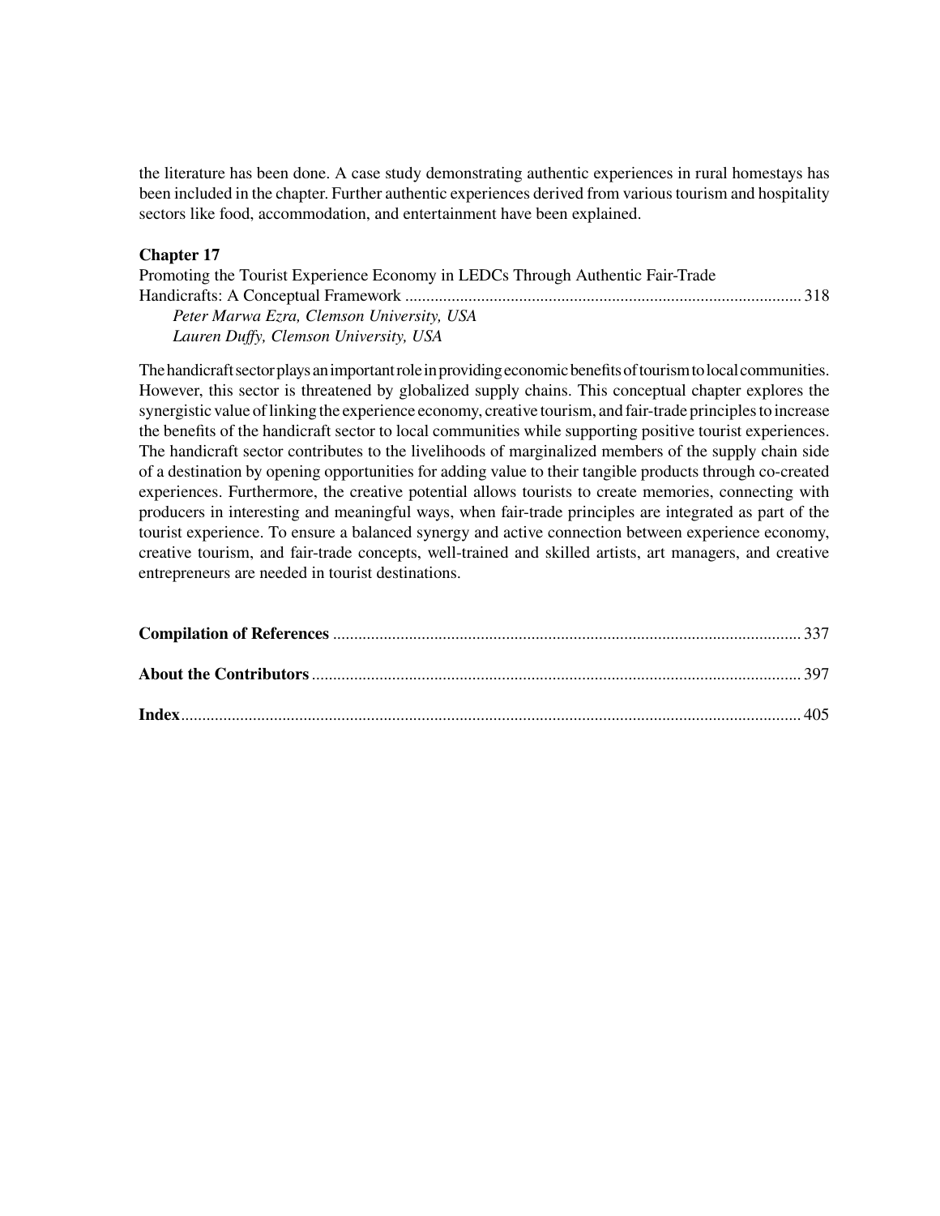the literature has been done. A case study demonstrating authentic experiences in rural homestays has been included in the chapter. Further authentic experiences derived from various tourism and hospitality sectors like food, accommodation, and entertainment have been explained.

**Chapter 17**

Promoting the Tourist Experience Economy in LEDCs Through Authentic Fair-Trade Handicrafts: A Conceptual Framework ............................................................................................ 318

*Peter Marwa Ezra, Clemson University, USA*
*Lauren Duffy, Clemson University, USA*

The handicraft sector plays an important role in providing economic benefits of tourism to local communities. However, this sector is threatened by globalized supply chains. This conceptual chapter explores the synergistic value of linking the experience economy, creative tourism, and fair-trade principles to increase the benefits of the handicraft sector to local communities while supporting positive tourist experiences. The handicraft sector contributes to the livelihoods of marginalized members of the supply chain side of a destination by opening opportunities for adding value to their tangible products through co-created experiences. Furthermore, the creative potential allows tourists to create memories, connecting with producers in interesting and meaningful ways, when fair-trade principles are integrated as part of the tourist experience. To ensure a balanced synergy and active connection between experience economy, creative tourism, and fair-trade concepts, well-trained and skilled artists, art managers, and creative entrepreneurs are needed in tourist destinations.

**Compilation of References** ............................................................................................................. 337

**About the Contributors** .................................................................................................................. 397

**Index** ................................................................................................................................................ 405